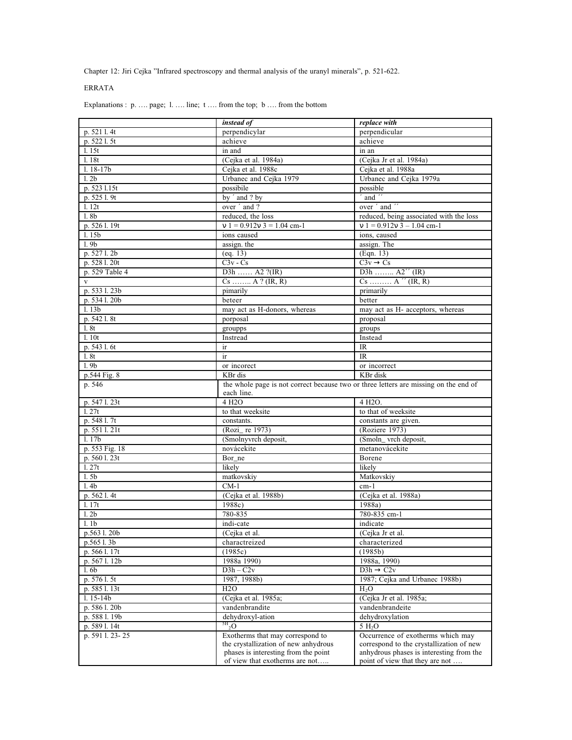Chapter 12: Jiri Cejka "Infrared spectroscopy and thermal analysis of the uranyl minerals", p. 521-622.

ERRATA

Explanations : p. …. page; l. …. line; t …. from the top; b …. from the bottom

| | *instead of* | *replace with* |
|---|---|---|
| p. 521 l. 4t | perpendicylar | perpendicular |
| p. 522 l. 5t | achieve | achieve |
| l. 15t | in and | in an |
| l. 18t | (Cejka et al. 1984a) | (Cejka Jr et al. 1984a) |
| l. 18-17b | Cejka et al. 1988c | Cejka et al. 1988a |
| l. 2b | Urbanec and Cejka 1979 | Urbanec and Cejka 1979a |
| p. 523 l.15t | possibile | possible |
| p. 525 l. 9t | by ´ and ? by | ´ and ´´ |
| l. 12t | over ´ and ? | over ´ and ´´ |
| l. 8b | reduced, the loss | reduced, being associated with the loss |
| p. 526 l. 19t | $\nu$ 1 = 0.912$\nu$ 3 = 1.04 cm-1 | $\nu$ 1 = 0.912$\nu$ 3 – 1.04 cm-1 |
| l. 15b | ions caused | ions, caused |
| l. 9b | assign. the | assign. The |
| p. 527 l. 2b | (eq. 13) | (Eqn. 13) |
| p. 528 l. 20t | C3v - Cs | C3v → Cs |
| p. 529 Table 4 | D3h …… A2 ?(IR) | D3h …….. A2´´ (IR) |
| v | Cs …….. A ? (IR, R) | Cs ……… A ´´ (IR, R) |
| p. 533 l. 23b | pimarily | primarily |
| p. 534 l. 20b | beteer | better |
| l. 13b | may act as H-donors, whereas | may act as H- acceptors, whereas |
| p. 542 l. 8t | porposal | proposal |
| l. 8t | groupps | groups |
| l. 10t | Instread | Instead |
| p. 543 l. 6t | ir | IR |
| l. 8t | ir | IR |
| l. 9b | or incorect | or incorrect |
| p.544 Fig. 8 | KBr dis | KBr disk |
| p. 546 | the whole page is not correct because two or three letters are missing on the end of each line. | |
| p. 547 l. 23t | 4 H2O | 4 H2O. |
| l. 27t | to that weeksite | to that of weeksite |
| p. 548 l. 7t | constants. | constants are given. |
| p. 551 l. 21t | (Rozi_ re 1973) | (Roziere 1973) |
| l. 17b | (Smolnyvrch deposit, | (Smoln_ vrch deposit, |
| p. 553 Fig. 18 | novácekite | metanovácekite |
| p. 560 l. 23t | Bor_ne | Borene |
| l. 27t | likely | likely |
| l. 5b | matkovskiy | Matkovskiy |
| l. 4b | CM-1 | cm-1 |
| p. 562 l. 4t | (Cejka et al. 1988b) | (Cejka et al. 1988a) |
| l. 17t | 1988c) | 1988a) |
| l. 2b | 780-835 | 780-835 cm-1 |
| l. 1b | indi-cate | indicate |
| p.563 l. 20b | (Cejka et al. | (Cejka Jr et al. |
| p.565 l. 3b | charactreized | characterized |
| p. 566 l. 17t | (1985c) | (1985b) |
| p. 567 l. 12b | 1988a 1990) | 1988a, 1990) |
| l. 6b | D3h – C2v | D3h → C2v |
| p. 576 l. 5t | 1987, 1988b) | 1987; Cejka and Urbanec 1988b) |
| p. 585 l. 13t | H2O | $H_2O$ |
| l. 15-14b | (Cejka et al. 1985a; | (Cejka Jr et al. 1985a; |
| p. 586 l. 20b | vandenbrandite | vandenbrandeite |
| p. 588 l. 19b | dehydroxyl-ation | dehydroxylation |
| p. 589 l. 14t | $^{5H}{}_2O$ | 5 $H_2O$ |
| p. 591 l. 23- 25 | Exotherms that may correspond to the crystallization of new anhydrous phases is interesting from the point of view that exotherms are not….. | Occurrence of exotherms which may correspond to the crystallization of new anhydrous phases is interesting from the point of view that they are not …. |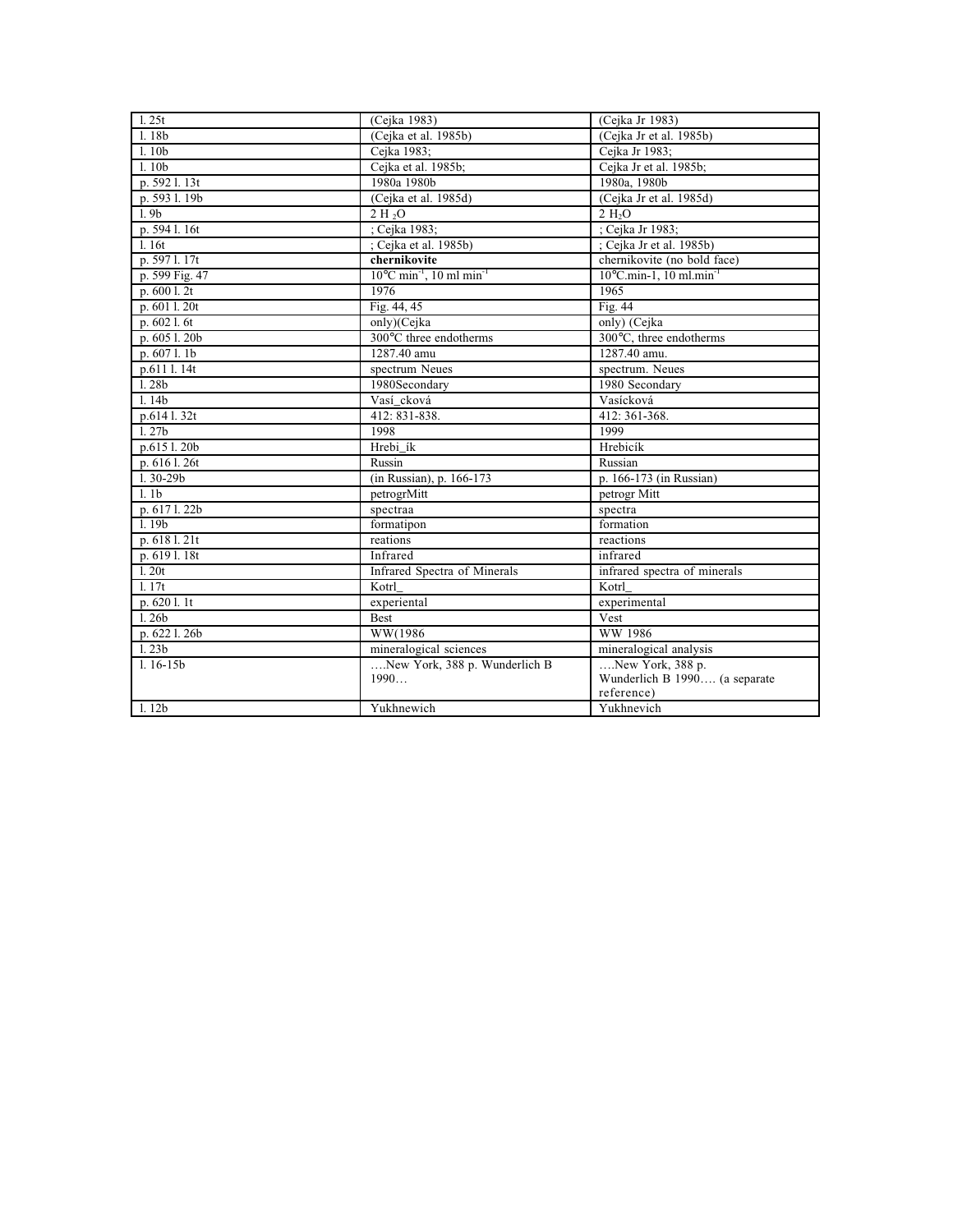| | | |
|---|---|---|
| l. 25t | (Cejka 1983) | (Cejka Jr 1983) |
| l. 18b | (Cejka et al. 1985b) | (Cejka Jr et al. 1985b) |
| l. 10b | Cejka 1983; | Cejka Jr 1983; |
| l. 10b | Cejka et al. 1985b; | Cejka Jr et al. 1985b; |
| p. 592 l. 13t | 1980a 1980b | 1980a, 1980b |
| p. 593 l. 19b | (Cejka et al. 1985d) | (Cejka Jr et al. 1985d) |
| l. 9b | 2 $H\ _2O$ | 2 $H_2O$ |
| p. 594 l. 16t | ; Cejka 1983; | ; Cejka Jr 1983; |
| l. 16t | ; Cejka et al. 1985b) | ; Cejka Jr et al. 1985b) |
| p. 597 l. 17t | **chernikovite** | chernikovite (no bold face) |
| p. 599 Fig. 47 | 10°C $min^{-1}$, 10 ml $min^{-1}$ | 10°C.min-1, 10 $ml.min^{-1}$ |
| p. 600 l. 2t | 1976 | 1965 |
| p. 601 l. 20t | Fig. 44, 45 | Fig. 44 |
| p. 602 l. 6t | only)(Cejka | only) (Cejka |
| p. 605 l. 20b | 300°C three endotherms | 300°C, three endotherms |
| p. 607 l. 1b | 1287.40 amu | 1287.40 amu. |
| p.611 l. 14t | spectrum Neues | spectrum. Neues |
| l. 28b | 1980Secondary | 1980 Secondary |
| l. 14b | Vasí_cková | Vasícková |
| p.614 l. 32t | 412: 831-838. | 412: 361-368. |
| l. 27b | 1998 | 1999 |
| p.615 l. 20b | Hrebi_ík | Hrebicík |
| p. 616 l. 26t | Russin | Russian |
| l. 30-29b | (in Russian), p. 166-173 | p. 166-173 (in Russian) |
| l. 1b | petrogrMitt | petrogr Mitt |
| p. 617 l. 22b | spectraa | spectra |
| l. 19b | formatipon | formation |
| p. 618 l. 21t | reations | reactions |
| p. 619 l. 18t | Infrared | infrared |
| l. 20t | Infrared Spectra of Minerals | infrared spectra of minerals |
| l. 17t | Kotrl_ | Kotrl_ |
| p. 620 l. 1t | experiental | experimental |
| l. 26b | Best | Vest |
| p. 622 l. 26b | WW(1986 | WW 1986 |
| l. 23b | mineralogical sciences | mineralogical analysis |
| l. 16-15b | ….New York, 388 p. Wunderlich B 1990… | ….New York, 388 p. Wunderlich B 1990…. (a separate reference) |
| l. 12b | Yukhnewich | Yukhnevich |